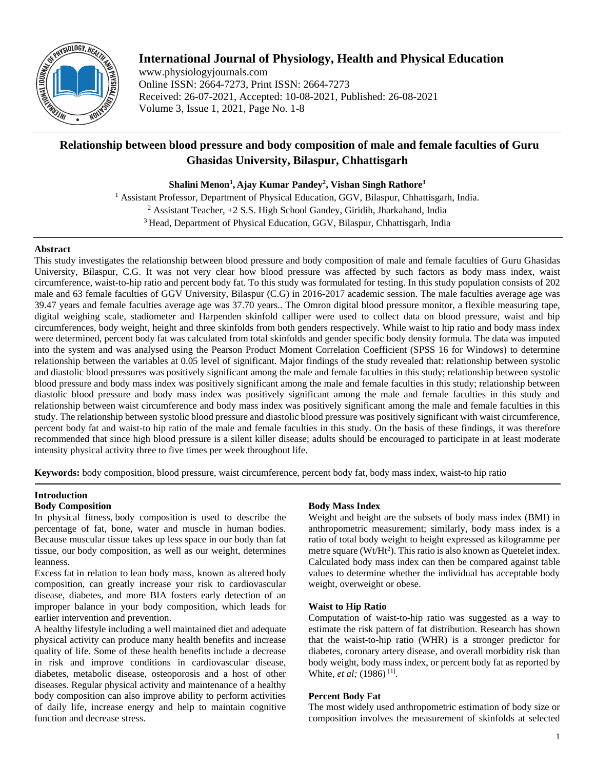# Relationship between blood pressure and body composition of male and female faculties of Guru Ghasidas University, Bilaspur, Chhattisgarh

**Shalini Menon[1], Ajay Kumar Pandey[2], Vishan Singh Rathore[3]**

[1] Assistant Professor, Department of Physical Education, GGV, Bilaspur, Chhattisgarh, India.
[2] Assistant Teacher, +2 S.S. High School Gandey, Giridih, Jharkahand, India
[3] Head, Department of Physical Education, GGV, Bilaspur, Chhattisgarh, India

## Abstract

This study investigates the relationship between blood pressure and body composition of male and female faculties of Guru Ghasidas University, Bilaspur, C.G. It was not very clear how blood pressure was affected by such factors as body mass index, waist circumference, waist-to-hip ratio and percent body fat. To this study was formulated for testing. In this study population consists of 202 male and 63 female faculties of GGV University, Bilaspur (C.G) in 2016-2017 academic session. The male faculties average age was 39.47 years and female faculties average age was 37.70 years.. The Omron digital blood pressure monitor, a flexible measuring tape, digital weighing scale, stadiometer and Harpenden skinfold calliper were used to collect data on blood pressure, waist and hip circumferences, body weight, height and three skinfolds from both genders respectively. While waist to hip ratio and body mass index were determined, percent body fat was calculated from total skinfolds and gender specific body density formula. The data was imputed into the system and was analysed using the Pearson Product Moment Correlation Coefficient (SPSS 16 for Windows) to determine relationship between the variables at 0.05 level of significant. Major findings of the study revealed that: relationship between systolic and diastolic blood pressures was positively significant among the male and female faculties in this study; relationship between systolic blood pressure and body mass index was positively significant among the male and female faculties in this study; relationship between diastolic blood pressure and body mass index was positively significant among the male and female faculties in this study and relationship between waist circumference and body mass index was positively significant among the male and female faculties in this study. The relationship between systolic blood pressure and diastolic blood pressure was positively significant with waist circumference, percent body fat and waist-to hip ratio of the male and female faculties in this study. On the basis of these findings, it was therefore recommended that since high blood pressure is a silent killer disease; adults should be encouraged to participate in at least moderate intensity physical activity three to five times per week throughout life.

**Keywords:** body composition, blood pressure, waist circumference, percent body fat, body mass index, waist-to hip ratio

## Introduction

### Body Composition

In physical fitness, body composition is used to describe the percentage of fat, bone, water and muscle in human bodies. Because muscular tissue takes up less space in our body than fat tissue, our body composition, as well as our weight, determines leanness.

Excess fat in relation to lean body mass, known as altered body composition, can greatly increase your risk to cardiovascular disease, diabetes, and more BIA fosters early detection of an improper balance in your body composition, which leads for earlier intervention and prevention.

A healthy lifestyle including a well maintained diet and adequate physical activity can produce many health benefits and increase quality of life. Some of these health benefits include a decrease in risk and improve conditions in cardiovascular disease, diabetes, metabolic disease, osteoporosis and a host of other diseases. Regular physical activity and maintenance of a healthy body composition can also improve ability to perform activities of daily life, increase energy and help to maintain cognitive function and decrease stress.

### Body Mass Index

Weight and height are the subsets of body mass index (BMI) in anthropometric measurement; similarly, body mass index is a ratio of total body weight to height expressed as kilogramme per metre square ($Wt/Ht^2$). This ratio is also known as Quetelet index. Calculated body mass index can then be compared against table values to determine whether the individual has acceptable body weight, overweight or obese.

### Waist to Hip Ratio

Computation of waist-to-hip ratio was suggested as a way to estimate the risk pattern of fat distribution. Research has shown that the waist-to-hip ratio (WHR) is a stronger predictor for diabetes, coronary artery disease, and overall morbidity risk than body weight, body mass index, or percent body fat as reported by White, *et al;* (1986) [1].

### Percent Body Fat

The most widely used anthropometric estimation of body size or composition involves the measurement of skinfolds at selected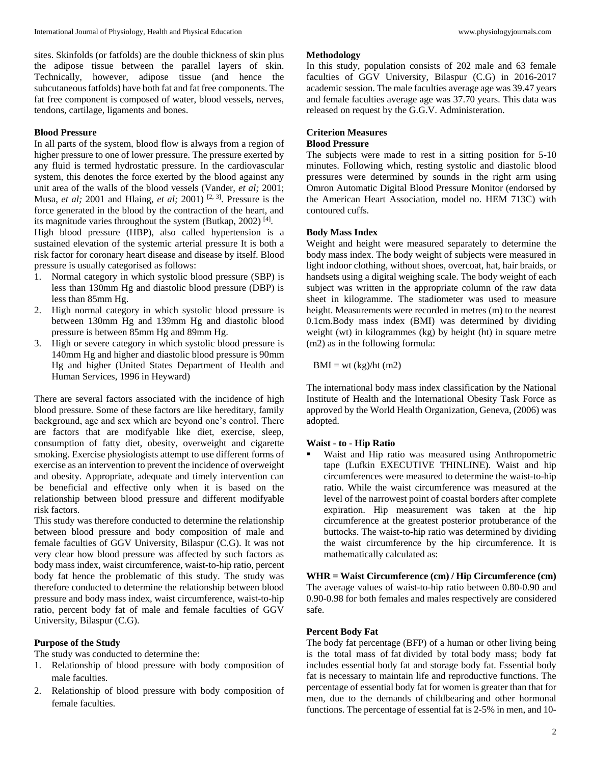sites. Skinfolds (or fatfolds) are the double thickness of skin plus the adipose tissue between the parallel layers of skin. Technically, however, adipose tissue (and hence the subcutaneous fatfolds) have both fat and fat free components. The fat free component is composed of water, blood vessels, nerves, tendons, cartilage, ligaments and bones.

**Blood Pressure**

In all parts of the system, blood flow is always from a region of higher pressure to one of lower pressure. The pressure exerted by any fluid is termed hydrostatic pressure. In the cardiovascular system, this denotes the force exerted by the blood against any unit area of the walls of the blood vessels (Vander, *et al;* 2001; Musa, *et al;* 2001 and Hlaing, *et al;* 2001) [2, 3]. Pressure is the force generated in the blood by the contraction of the heart, and its magnitude varies throughout the system (Butkap, 2002) [4].

High blood pressure (HBP), also called hypertension is a sustained elevation of the systemic arterial pressure It is both a risk factor for coronary heart disease and disease by itself. Blood pressure is usually categorised as follows:

1. Normal category in which systolic blood pressure (SBP) is less than 130mm Hg and diastolic blood pressure (DBP) is less than 85mm Hg.
2. High normal category in which systolic blood pressure is between 130mm Hg and 139mm Hg and diastolic blood pressure is between 85mm Hg and 89mm Hg.
3. High or severe category in which systolic blood pressure is 140mm Hg and higher and diastolic blood pressure is 90mm Hg and higher (United States Department of Health and Human Services, 1996 in Heyward)

There are several factors associated with the incidence of high blood pressure. Some of these factors are like hereditary, family background, age and sex which are beyond one's control. There are factors that are modifyable like diet, exercise, sleep, consumption of fatty diet, obesity, overweight and cigarette smoking. Exercise physiologists attempt to use different forms of exercise as an intervention to prevent the incidence of overweight and obesity. Appropriate, adequate and timely intervention can be beneficial and effective only when it is based on the relationship between blood pressure and different modifyable risk factors.

This study was therefore conducted to determine the relationship between blood pressure and body composition of male and female faculties of GGV University, Bilaspur (C.G). It was not very clear how blood pressure was affected by such factors as body mass index, waist circumference, waist-to-hip ratio, percent body fat hence the problematic of this study. The study was therefore conducted to determine the relationship between blood pressure and body mass index, waist circumference, waist-to-hip ratio, percent body fat of male and female faculties of GGV University, Bilaspur (C.G).

**Purpose of the Study**

The study was conducted to determine the:

1. Relationship of blood pressure with body composition of male faculties.
2. Relationship of blood pressure with body composition of female faculties.

**Methodology**

In this study, population consists of 202 male and 63 female faculties of GGV University, Bilaspur (C.G) in 2016-2017 academic session. The male faculties average age was 39.47 years and female faculties average age was 37.70 years. This data was released on request by the G.G.V. Administeration.

**Criterion Measures**

**Blood Pressure**

The subjects were made to rest in a sitting position for 5-10 minutes. Following which, resting systolic and diastolic blood pressures were determined by sounds in the right arm using Omron Automatic Digital Blood Pressure Monitor (endorsed by the American Heart Association, model no. HEM 713C) with contoured cuffs.

**Body Mass Index**

Weight and height were measured separately to determine the body mass index. The body weight of subjects were measured in light indoor clothing, without shoes, overcoat, hat, hair braids, or handsets using a digital weighing scale. The body weight of each subject was written in the appropriate column of the raw data sheet in kilogramme. The stadiometer was used to measure height. Measurements were recorded in metres (m) to the nearest 0.1cm.Body mass index (BMI) was determined by dividing weight (wt) in kilogrammes (kg) by height (ht) in square metre (m2) as in the following formula:

BMI = wt (kg)/ht (m2)

The international body mass index classification by the National Institute of Health and the International Obesity Task Force as approved by the World Health Organization, Geneva, (2006) was adopted.

**Waist - to - Hip Ratio**

- Waist and Hip ratio was measured using Anthropometric tape (Lufkin EXECUTIVE THINLINE). Waist and hip circumferences were measured to determine the waist-to-hip ratio. While the waist circumference was measured at the level of the narrowest point of coastal borders after complete expiration. Hip measurement was taken at the hip circumference at the greatest posterior protuberance of the buttocks. The waist-to-hip ratio was determined by dividing the waist circumference by the hip circumference. It is mathematically calculated as:

**WHR = Waist Circumference (cm) / Hip Circumference (cm)**

The average values of waist-to-hip ratio between 0.80-0.90 and 0.90-0.98 for both females and males respectively are considered safe.

**Percent Body Fat**

The body fat percentage (BFP) of a human or other living being is the total mass of fat divided by total body mass; body fat includes essential body fat and storage body fat. Essential body fat is necessary to maintain life and reproductive functions. The percentage of essential body fat for women is greater than that for men, due to the demands of childbearing and other hormonal functions. The percentage of essential fat is 2-5% in men, and 10-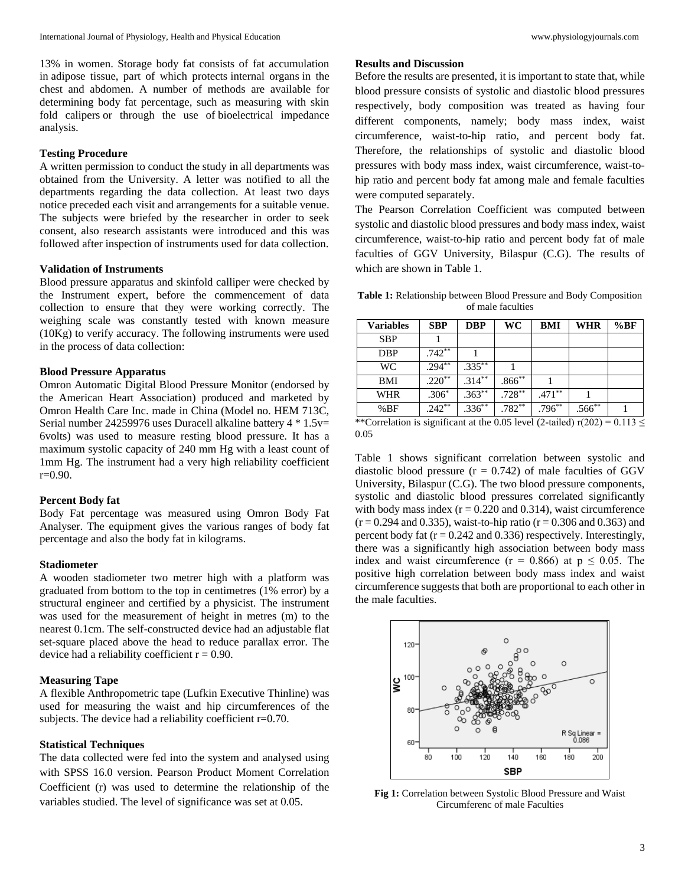13% in women. Storage body fat consists of fat accumulation in adipose tissue, part of which protects internal organs in the chest and abdomen. A number of methods are available for determining body fat percentage, such as measuring with skin fold calipers or through the use of bioelectrical impedance analysis.

### Testing Procedure

A written permission to conduct the study in all departments was obtained from the University. A letter was notified to all the departments regarding the data collection. At least two days notice preceded each visit and arrangements for a suitable venue. The subjects were briefed by the researcher in order to seek consent, also research assistants were introduced and this was followed after inspection of instruments used for data collection.

### Validation of Instruments

Blood pressure apparatus and skinfold calliper were checked by the Instrument expert, before the commencement of data collection to ensure that they were working correctly. The weighing scale was constantly tested with known measure (10Kg) to verify accuracy. The following instruments were used in the process of data collection:

### Blood Pressure Apparatus

Omron Automatic Digital Blood Pressure Monitor (endorsed by the American Heart Association) produced and marketed by Omron Health Care Inc. made in China (Model no. HEM 713C, Serial number 24259976 uses Duracell alkaline battery 4 * 1.5v= 6volts) was used to measure resting blood pressure. It has a maximum systolic capacity of 240 mm Hg with a least count of 1mm Hg. The instrument had a very high reliability coefficient r=0.90.

### Percent Body fat

Body Fat percentage was measured using Omron Body Fat Analyser. The equipment gives the various ranges of body fat percentage and also the body fat in kilograms.

### Stadiometer

A wooden stadiometer two metrer high with a platform was graduated from bottom to the top in centimetres (1% error) by a structural engineer and certified by a physicist. The instrument was used for the measurement of height in metres (m) to the nearest 0.1cm. The self-constructed device had an adjustable flat set-square placed above the head to reduce parallax error. The device had a reliability coefficient r = 0.90.

### Measuring Tape

A flexible Anthropometric tape (Lufkin Executive Thinline) was used for measuring the waist and hip circumferences of the subjects. The device had a reliability coefficient r=0.70.

### Statistical Techniques

The data collected were fed into the system and analysed using with SPSS 16.0 version. Pearson Product Moment Correlation Coefficient (r) was used to determine the relationship of the variables studied. The level of significance was set at 0.05.

### Results and Discussion

Before the results are presented, it is important to state that, while blood pressure consists of systolic and diastolic blood pressures respectively, body composition was treated as having four different components, namely; body mass index, waist circumference, waist-to-hip ratio, and percent body fat. Therefore, the relationships of systolic and diastolic blood pressures with body mass index, waist circumference, waist-to-hip ratio and percent body fat among male and female faculties were computed separately.

The Pearson Correlation Coefficient was computed between systolic and diastolic blood pressures and body mass index, waist circumference, waist-to-hip ratio and percent body fat of male faculties of GGV University, Bilaspur (C.G). The results of which are shown in Table 1.

**Table 1:** Relationship between Blood Pressure and Body Composition of male faculties

| Variables | SBP | DBP | WC | BMI | WHR | %BF |
|---|---|---|---|---|---|---|
| SBP | 1 | | | | | |
| DBP | .742** | 1 | | | | |
| WC | .294** | .335** | 1 | | | |
| BMI | .220** | .314** | .866** | 1 | | |
| WHR | .306* | .363** | .728** | .471** | 1 | |
| %BF | .242** | .336** | .782** | .796** | .566** | 1 |

**Correlation is significant at the 0.05 level (2-tailed) $r(202) = 0.113 \leq 0.05$

Table 1 shows significant correlation between systolic and diastolic blood pressure (r = 0.742) of male faculties of GGV University, Bilaspur (C.G). The two blood pressure components, systolic and diastolic blood pressures correlated significantly with body mass index (r = 0.220 and 0.314), waist circumference (r = 0.294 and 0.335), waist-to-hip ratio (r = 0.306 and 0.363) and percent body fat (r = 0.242 and 0.336) respectively. Interestingly, there was a significantly high association between body mass index and waist circumference (r = 0.866) at $p \leq 0.05$. The positive high correlation between body mass index and waist circumference suggests that both are proportional to each other in the male faculties.

**Fig 1:** Correlation between Systolic Blood Pressure and Waist Circumferenc of male Faculties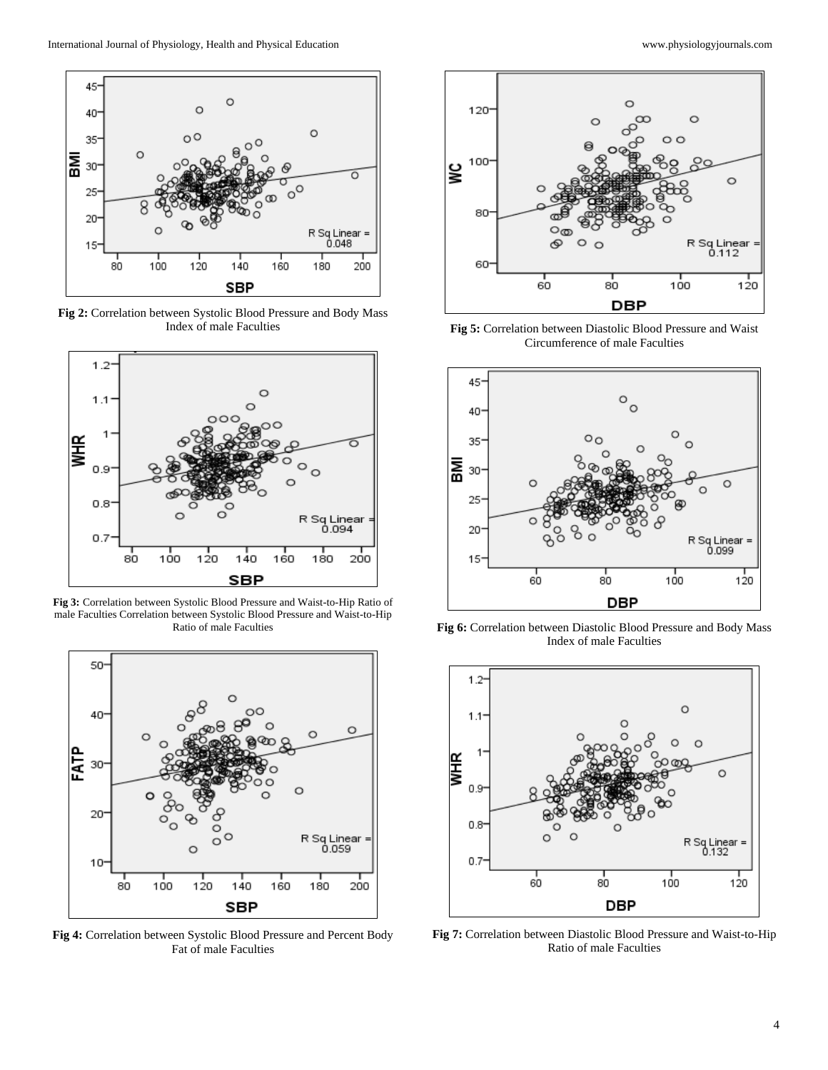Fig 2: Correlation between Systolic Blood Pressure and Body Mass Index of male Faculties

Fig 3: Correlation between Systolic Blood Pressure and Waist-to-Hip Ratio of male Faculties Correlation between Systolic Blood Pressure and Waist-to-Hip Ratio of male Faculties

Fig 4: Correlation between Systolic Blood Pressure and Percent Body Fat of male Faculties

Fig 5: Correlation between Diastolic Blood Pressure and Waist Circumference of male Faculties

Fig 6: Correlation between Diastolic Blood Pressure and Body Mass Index of male Faculties

Fig 7: Correlation between Diastolic Blood Pressure and Waist-to-Hip Ratio of male Faculties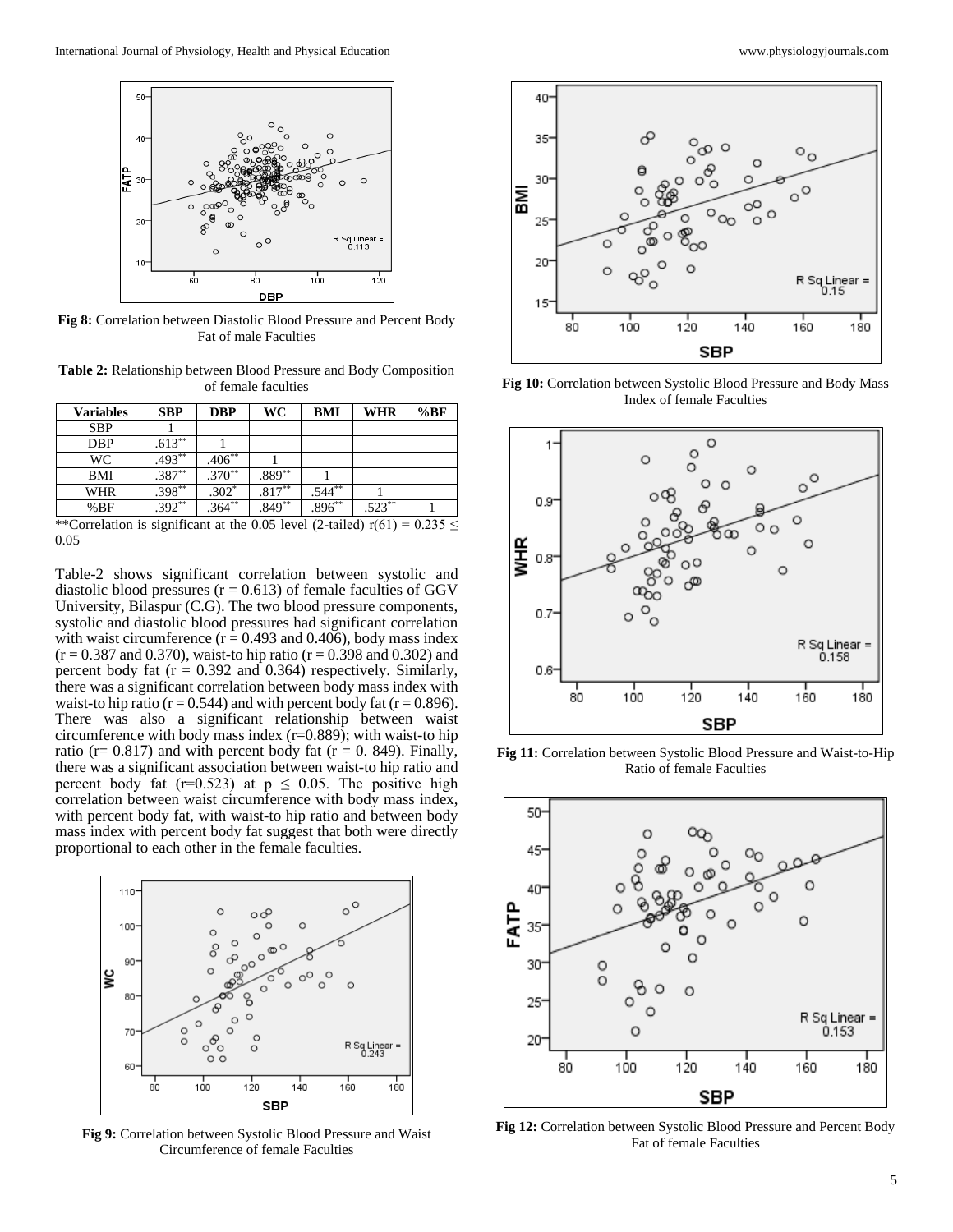Fig 8: Correlation between Diastolic Blood Pressure and Percent Body Fat of male Faculties

**Table 2:** Relationship between Blood Pressure and Body Composition of female faculties

| Variables | SBP | DBP | WC | BMI | WHR | %BF |
|---|---|---|---|---|---|---|
| SBP | 1 | | | | | |
| DBP | .613** | 1 | | | | |
| WC | .493** | .406** | 1 | | | |
| BMI | .387** | .370** | .889** | 1 | | |
| WHR | .398** | .302* | .817** | .544** | 1 | |
| %BF | .392** | .364** | .849** | .896** | .523** | 1 |

**Correlation is significant at the 0.05 level (2-tailed) r(61) = 0.235 ≤ 0.05

Table-2 shows significant correlation between systolic and diastolic blood pressures (r = 0.613) of female faculties of GGV University, Bilaspur (C.G). The two blood pressure components, systolic and diastolic blood pressures had significant correlation with waist circumference (r = 0.493 and 0.406), body mass index (r = 0.387 and 0.370), waist-to hip ratio (r = 0.398 and 0.302) and percent body fat (r = 0.392 and 0.364) respectively. Similarly, there was a significant correlation between body mass index with waist-to hip ratio (r = 0.544) and with percent body fat (r = 0.896). There was also a significant relationship between waist circumference with body mass index (r=0.889); with waist-to hip ratio (r= 0.817) and with percent body fat (r = 0. 849). Finally, there was a significant association between waist-to hip ratio and percent body fat (r=0.523) at p ≤ 0.05. The positive high correlation between waist circumference with body mass index, with percent body fat, with waist-to hip ratio and between body mass index with percent body fat suggest that both were directly proportional to each other in the female faculties.

Fig 9: Correlation between Systolic Blood Pressure and Waist Circumference of female Faculties

Fig 10: Correlation between Systolic Blood Pressure and Body Mass Index of female Faculties

Fig 11: Correlation between Systolic Blood Pressure and Waist-to-Hip Ratio of female Faculties

Fig 12: Correlation between Systolic Blood Pressure and Percent Body Fat of female Faculties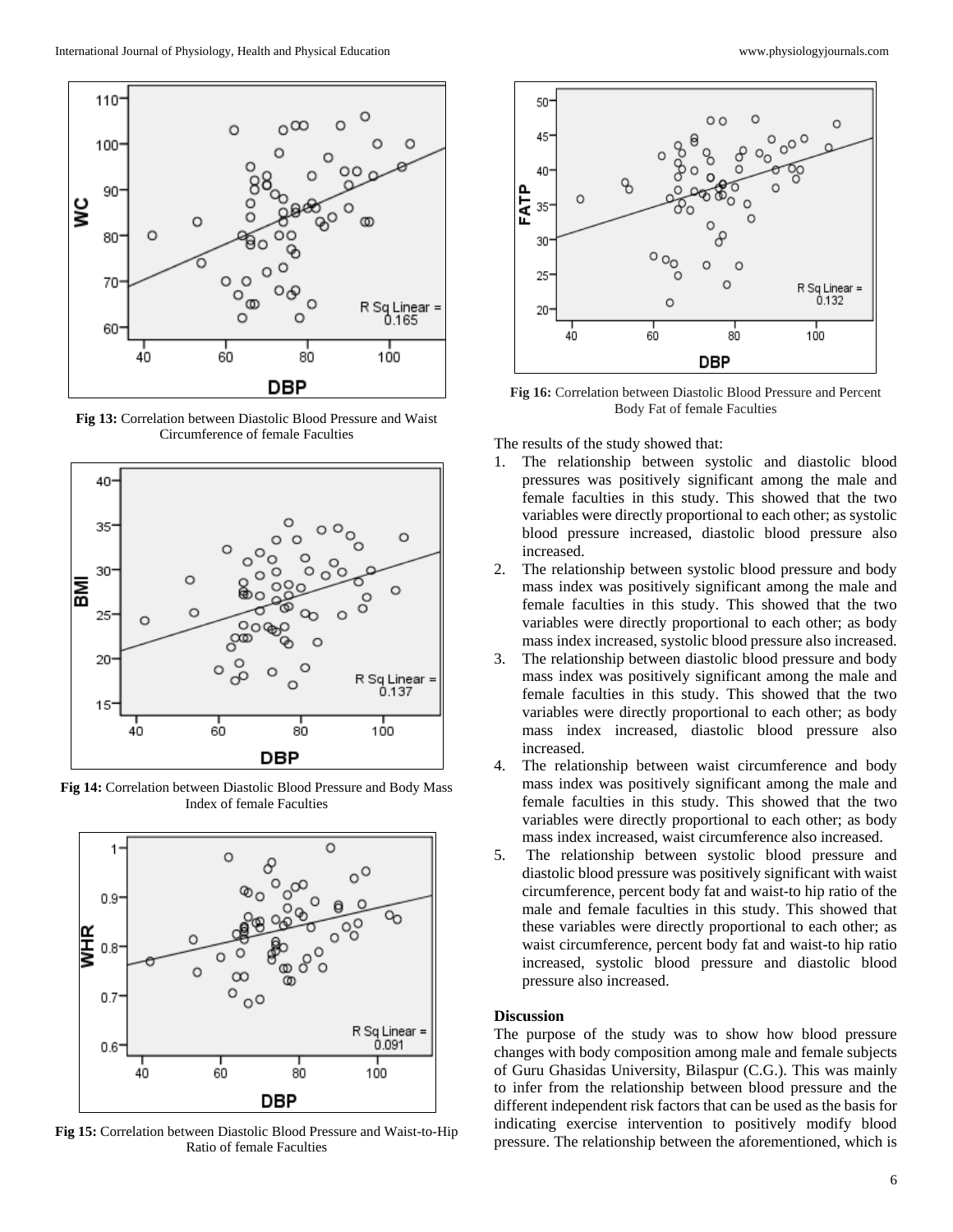**Fig 13:** Correlation between Diastolic Blood Pressure and Waist Circumference of female Faculties

**Fig 14:** Correlation between Diastolic Blood Pressure and Body Mass Index of female Faculties

**Fig 15:** Correlation between Diastolic Blood Pressure and Waist-to-Hip Ratio of female Faculties

**Fig 16:** Correlation between Diastolic Blood Pressure and Percent Body Fat of female Faculties

The results of the study showed that:

1. The relationship between systolic and diastolic blood pressures was positively significant among the male and female faculties in this study. This showed that the two variables were directly proportional to each other; as systolic blood pressure increased, diastolic blood pressure also increased.
2. The relationship between systolic blood pressure and body mass index was positively significant among the male and female faculties in this study. This showed that the two variables were directly proportional to each other; as body mass index increased, systolic blood pressure also increased.
3. The relationship between diastolic blood pressure and body mass index was positively significant among the male and female faculties in this study. This showed that the two variables were directly proportional to each other; as body mass index increased, diastolic blood pressure also increased.
4. The relationship between waist circumference and body mass index was positively significant among the male and female faculties in this study. This showed that the two variables were directly proportional to each other; as body mass index increased, waist circumference also increased.
5. The relationship between systolic blood pressure and diastolic blood pressure was positively significant with waist circumference, percent body fat and waist-to hip ratio of the male and female faculties in this study. This showed that these variables were directly proportional to each other; as waist circumference, percent body fat and waist-to hip ratio increased, systolic blood pressure and diastolic blood pressure also increased.

**Discussion**

The purpose of the study was to show how blood pressure changes with body composition among male and female subjects of Guru Ghasidas University, Bilaspur (C.G.). This was mainly to infer from the relationship between blood pressure and the different independent risk factors that can be used as the basis for indicating exercise intervention to positively modify blood pressure. The relationship between the aforementioned, which is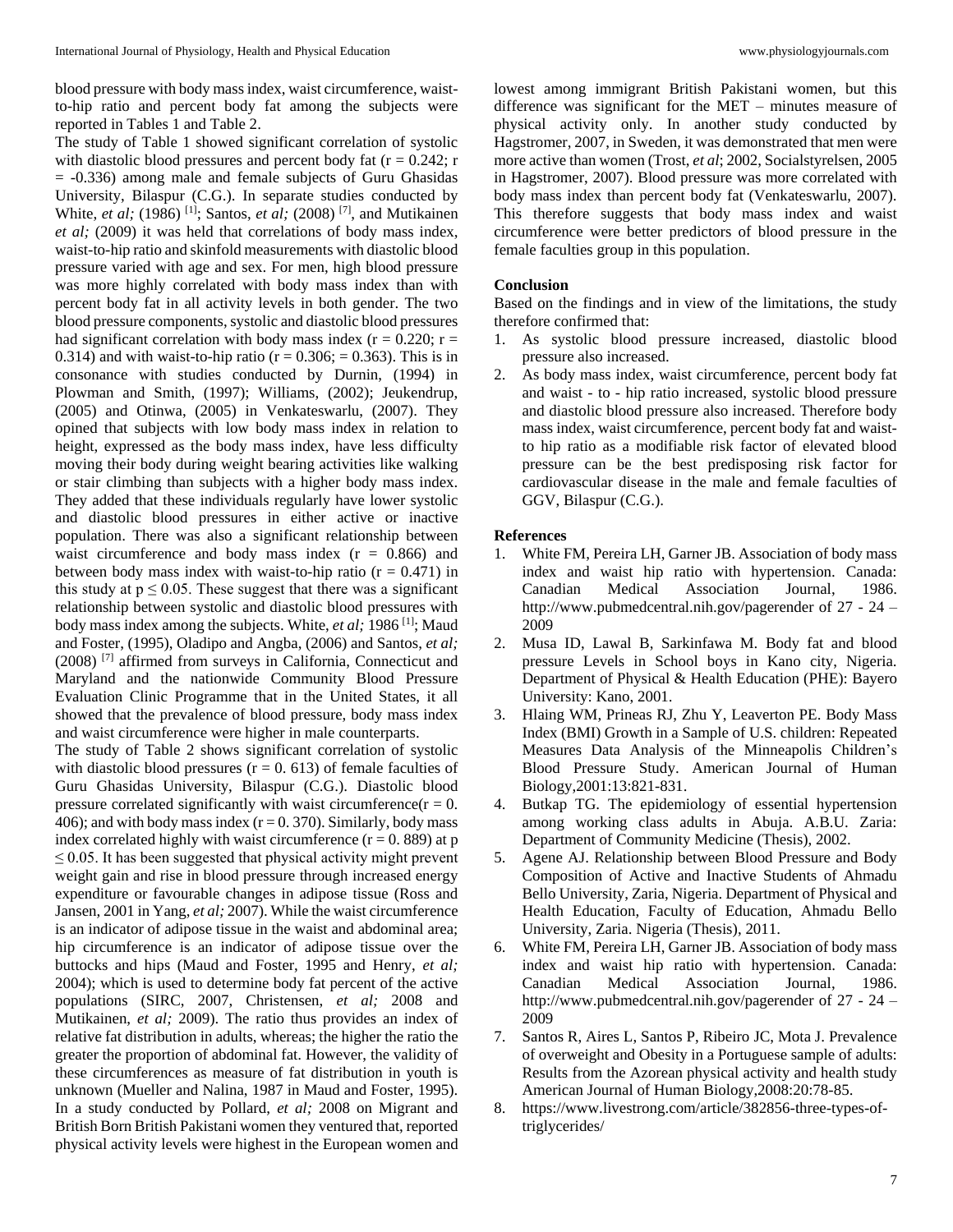blood pressure with body mass index, waist circumference, waist-to-hip ratio and percent body fat among the subjects were reported in Tables 1 and Table 2.

The study of Table 1 showed significant correlation of systolic with diastolic blood pressures and percent body fat (r = 0.242; r = -0.336) among male and female subjects of Guru Ghasidas University, Bilaspur (C.G.). In separate studies conducted by White, *et al;* (1986) [1]; Santos, *et al;* (2008) [7], and Mutikainen *et al;* (2009) it was held that correlations of body mass index, waist-to-hip ratio and skinfold measurements with diastolic blood pressure varied with age and sex. For men, high blood pressure was more highly correlated with body mass index than with percent body fat in all activity levels in both gender. The two blood pressure components, systolic and diastolic blood pressures had significant correlation with body mass index (r = 0.220; r = 0.314) and with waist-to-hip ratio (r = 0.306; = 0.363). This is in consonance with studies conducted by Durnin, (1994) in Plowman and Smith, (1997); Williams, (2002); Jeukendrup, (2005) and Otinwa, (2005) in Venkateswarlu, (2007). They opined that subjects with low body mass index in relation to height, expressed as the body mass index, have less difficulty moving their body during weight bearing activities like walking or stair climbing than subjects with a higher body mass index. They added that these individuals regularly have lower systolic and diastolic blood pressures in either active or inactive population. There was also a significant relationship between waist circumference and body mass index (r = 0.866) and between body mass index with waist-to-hip ratio (r = 0.471) in this study at $p \leq 0.05$. These suggest that there was a significant relationship between systolic and diastolic blood pressures with body mass index among the subjects. White, *et al;* 1986 [1]; Maud and Foster, (1995), Oladipo and Angba, (2006) and Santos, *et al;* (2008) [7] affirmed from surveys in California, Connecticut and Maryland and the nationwide Community Blood Pressure Evaluation Clinic Programme that in the United States, it all showed that the prevalence of blood pressure, body mass index and waist circumference were higher in male counterparts.

The study of Table 2 shows significant correlation of systolic with diastolic blood pressures (r = 0. 613) of female faculties of Guru Ghasidas University, Bilaspur (C.G.). Diastolic blood pressure correlated significantly with waist circumference(r = 0. 406); and with body mass index (r = 0. 370). Similarly, body mass index correlated highly with waist circumference (r = 0. 889) at $p \leq 0.05$. It has been suggested that physical activity might prevent weight gain and rise in blood pressure through increased energy expenditure or favourable changes in adipose tissue (Ross and Jansen, 2001 in Yang, *et al;* 2007). While the waist circumference is an indicator of adipose tissue in the waist and abdominal area; hip circumference is an indicator of adipose tissue over the buttocks and hips (Maud and Foster, 1995 and Henry, *et al;* 2004); which is used to determine body fat percent of the active populations (SIRC, 2007, Christensen, *et al;* 2008 and Mutikainen, *et al;* 2009). The ratio thus provides an index of relative fat distribution in adults, whereas; the higher the ratio the greater the proportion of abdominal fat. However, the validity of these circumferences as measure of fat distribution in youth is unknown (Mueller and Nalina, 1987 in Maud and Foster, 1995). In a study conducted by Pollard, *et al;* 2008 on Migrant and British Born British Pakistani women they ventured that, reported physical activity levels were highest in the European women and lowest among immigrant British Pakistani women, but this difference was significant for the MET – minutes measure of physical activity only. In another study conducted by Hagstromer, 2007, in Sweden, it was demonstrated that men were more active than women (Trost, *et al*; 2002, Socialstyrelsen, 2005 in Hagstromer, 2007). Blood pressure was more correlated with body mass index than percent body fat (Venkateswarlu, 2007). This therefore suggests that body mass index and waist circumference were better predictors of blood pressure in the female faculties group in this population.

## Conclusion

Based on the findings and in view of the limitations, the study therefore confirmed that:

1. As systolic blood pressure increased, diastolic blood pressure also increased.
2. As body mass index, waist circumference, percent body fat and waist - to - hip ratio increased, systolic blood pressure and diastolic blood pressure also increased. Therefore body mass index, waist circumference, percent body fat and waist-to hip ratio as a modifiable risk factor of elevated blood pressure can be the best predisposing risk factor for cardiovascular disease in the male and female faculties of GGV, Bilaspur (C.G.).

## References

1. White FM, Pereira LH, Garner JB. Association of body mass index and waist hip ratio with hypertension. Canada: Canadian Medical Association Journal, 1986. http://www.pubmedcentral.nih.gov/pagerender of 27 - 24 – 2009
2. Musa ID, Lawal B, Sarkinfawa M. Body fat and blood pressure Levels in School boys in Kano city, Nigeria. Department of Physical & Health Education (PHE): Bayero University: Kano, 2001.
3. Hlaing WM, Prineas RJ, Zhu Y, Leaverton PE. Body Mass Index (BMI) Growth in a Sample of U.S. children: Repeated Measures Data Analysis of the Minneapolis Children's Blood Pressure Study. American Journal of Human Biology,2001:13:821-831.
4. Butkap TG. The epidemiology of essential hypertension among working class adults in Abuja. A.B.U. Zaria: Department of Community Medicine (Thesis), 2002.
5. Agene AJ. Relationship between Blood Pressure and Body Composition of Active and Inactive Students of Ahmadu Bello University, Zaria, Nigeria. Department of Physical and Health Education, Faculty of Education, Ahmadu Bello University, Zaria. Nigeria (Thesis), 2011.
6. White FM, Pereira LH, Garner JB. Association of body mass index and waist hip ratio with hypertension. Canada: Canadian Medical Association Journal, 1986. http://www.pubmedcentral.nih.gov/pagerender of 27 - 24 – 2009
7. Santos R, Aires L, Santos P, Ribeiro JC, Mota J. Prevalence of overweight and Obesity in a Portuguese sample of adults: Results from the Azorean physical activity and health study American Journal of Human Biology,2008:20:78-85.
8. https://www.livestrong.com/article/382856-three-types-of-triglycerides/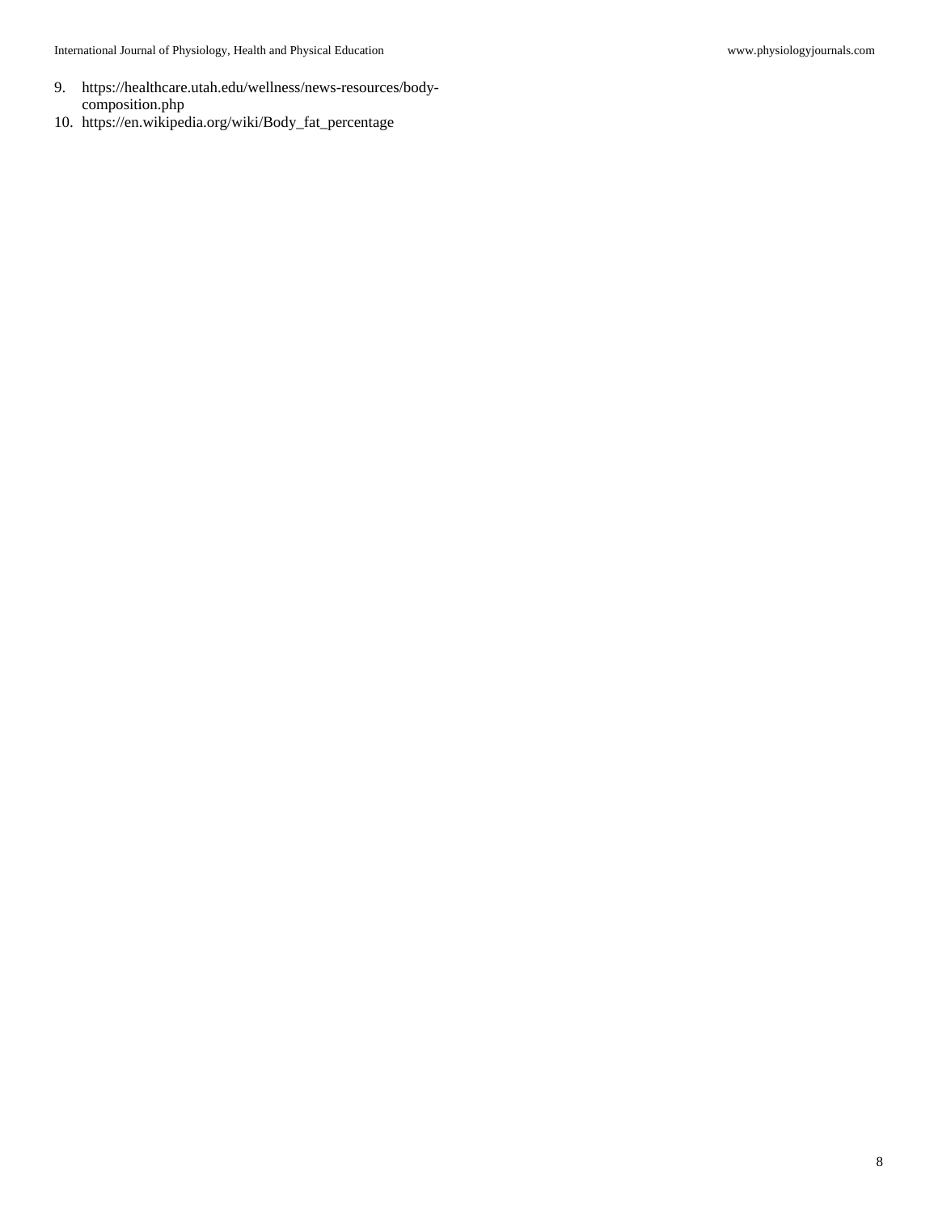9. https://healthcare.utah.edu/wellness/news-resources/body-composition.php
10. https://en.wikipedia.org/wiki/Body_fat_percentage